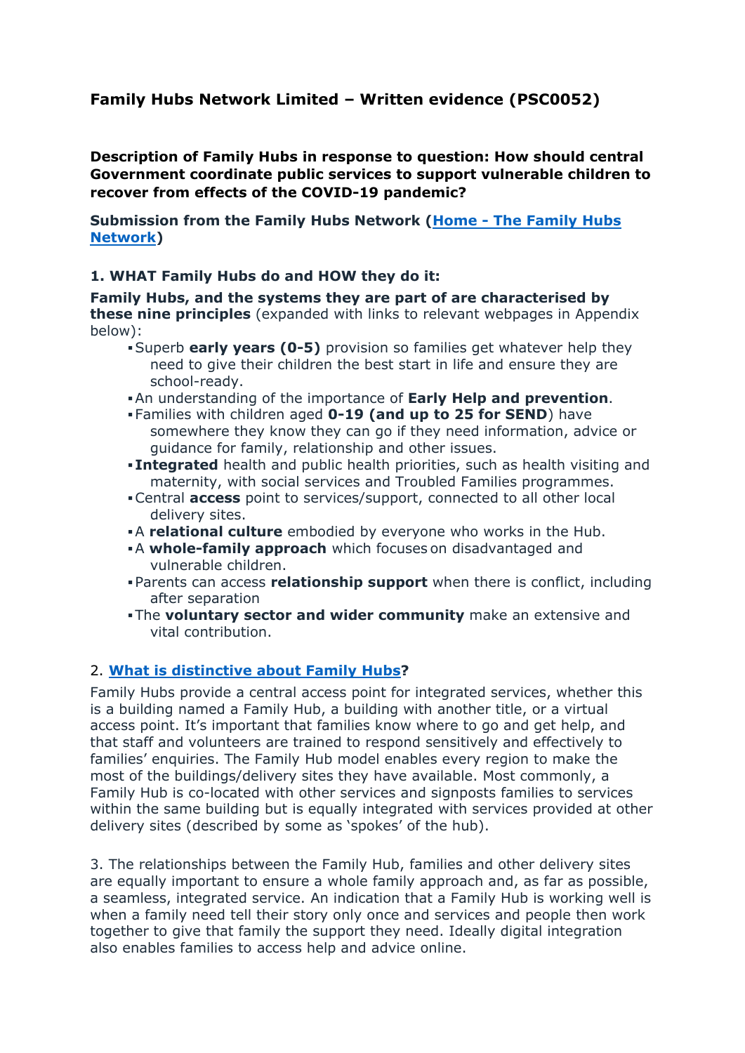# Family Hubs Network Limited – Written evidence (PSC0052)

**Description of Family Hubs in response to question: How should central Government coordinate public services to support vulnerable children to recover from effects of the COVID-19 pandemic?**

**Submission from the Family Hubs Network ([Home - The Family Hubs Network](#))**

**1. WHAT Family Hubs do and HOW they do it:**

**Family Hubs, and the systems they are part of are characterised by these nine principles** (expanded with links to relevant webpages in Appendix below):

- Superb **early years (0-5)** provision so families get whatever help they need to give their children the best start in life and ensure they are school-ready.
- An understanding of the importance of **Early Help and prevention**.
- Families with children aged **0-19 (and up to 25 for SEND**) have somewhere they know they can go if they need information, advice or guidance for family, relationship and other issues.
- **Integrated** health and public health priorities, such as health visiting and maternity, with social services and Troubled Families programmes.
- Central **access** point to services/support, connected to all other local delivery sites.
- A **relational culture** embodied by everyone who works in the Hub.
- A **whole-family approach** which focuses on disadvantaged and vulnerable children.
- Parents can access **relationship support** when there is conflict, including after separation
- The **voluntary sector and wider community** make an extensive and vital contribution.

2. **[What is distinctive about Family Hubs](#)?**

Family Hubs provide a central access point for integrated services, whether this is a building named a Family Hub, a building with another title, or a virtual access point. It's important that families know where to go and get help, and that staff and volunteers are trained to respond sensitively and effectively to families' enquiries. The Family Hub model enables every region to make the most of the buildings/delivery sites they have available. Most commonly, a Family Hub is co-located with other services and signposts families to services within the same building but is equally integrated with services provided at other delivery sites (described by some as 'spokes' of the hub).

3. The relationships between the Family Hub, families and other delivery sites are equally important to ensure a whole family approach and, as far as possible, a seamless, integrated service. An indication that a Family Hub is working well is when a family need tell their story only once and services and people then work together to give that family the support they need. Ideally digital integration also enables families to access help and advice online.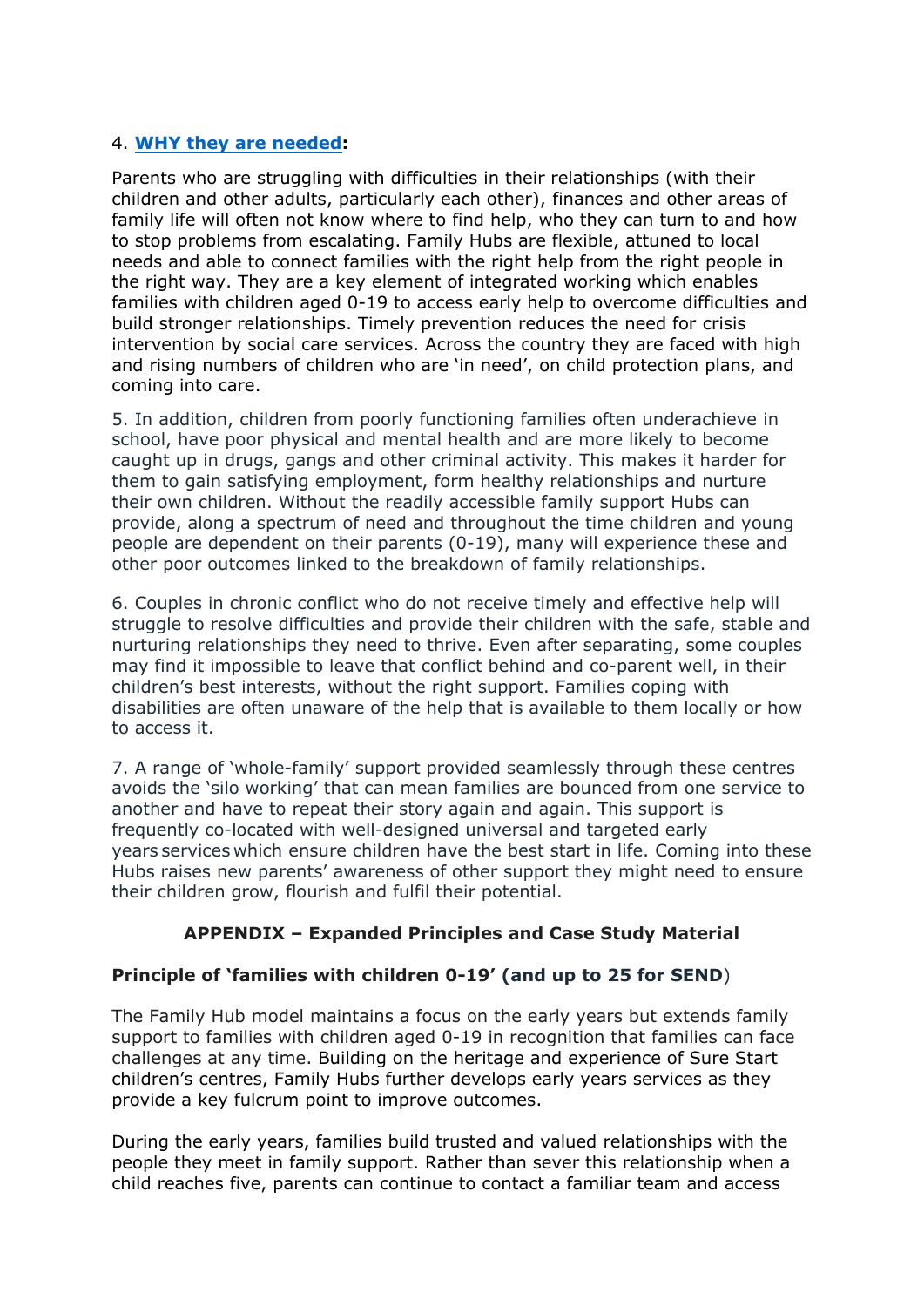4. **[WHY they are needed](#)**:

Parents who are struggling with difficulties in their relationships (with their children and other adults, particularly each other), finances and other areas of family life will often not know where to find help, who they can turn to and how to stop problems from escalating. Family Hubs are flexible, attuned to local needs and able to connect families with the right help from the right people in the right way. They are a key element of integrated working which enables families with children aged 0-19 to access early help to overcome difficulties and build stronger relationships. Timely prevention reduces the need for crisis intervention by social care services. Across the country they are faced with high and rising numbers of children who are 'in need', on child protection plans, and coming into care.

5. In addition, children from poorly functioning families often underachieve in school, have poor physical and mental health and are more likely to become caught up in drugs, gangs and other criminal activity. This makes it harder for them to gain satisfying employment, form healthy relationships and nurture their own children. Without the readily accessible family support Hubs can provide, along a spectrum of need and throughout the time children and young people are dependent on their parents (0-19), many will experience these and other poor outcomes linked to the breakdown of family relationships.

6. Couples in chronic conflict who do not receive timely and effective help will struggle to resolve difficulties and provide their children with the safe, stable and nurturing relationships they need to thrive. Even after separating, some couples may find it impossible to leave that conflict behind and co-parent well, in their children's best interests, without the right support. Families coping with disabilities are often unaware of the help that is available to them locally or how to access it.

7. A range of 'whole-family' support provided seamlessly through these centres avoids the 'silo working' that can mean families are bounced from one service to another and have to repeat their story again and again. This support is frequently co-located with well-designed universal and targeted early years services which ensure children have the best start in life. Coming into these Hubs raises new parents' awareness of other support they might need to ensure their children grow, flourish and fulfil their potential.

## APPENDIX – Expanded Principles and Case Study Material

**Principle of 'families with children 0-19' (and up to 25 for SEND)**

The Family Hub model maintains a focus on the early years but extends family support to families with children aged 0-19 in recognition that families can face challenges at any time. Building on the heritage and experience of Sure Start children's centres, Family Hubs further develops early years services as they provide a key fulcrum point to improve outcomes.

During the early years, families build trusted and valued relationships with the people they meet in family support. Rather than sever this relationship when a child reaches five, parents can continue to contact a familiar team and access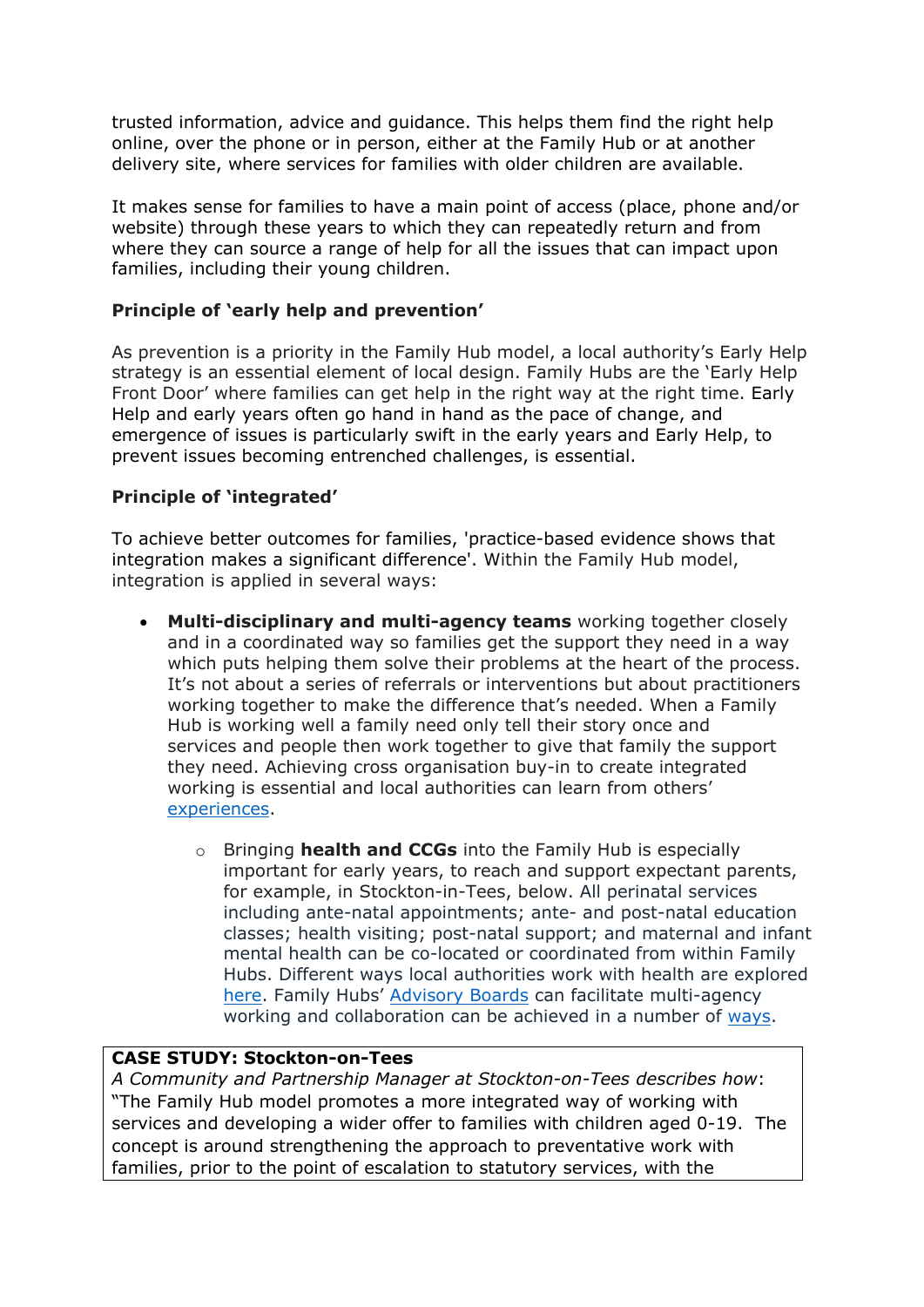trusted information, advice and guidance. This helps them find the right help online, over the phone or in person, either at the Family Hub or at another delivery site, where services for families with older children are available.

It makes sense for families to have a main point of access (place, phone and/or website) through these years to which they can repeatedly return and from where they can source a range of help for all the issues that can impact upon families, including their young children.

**Principle of 'early help and prevention'**

As prevention is a priority in the Family Hub model, a local authority's Early Help strategy is an essential element of local design. Family Hubs are the 'Early Help Front Door' where families can get help in the right way at the right time. Early Help and early years often go hand in hand as the pace of change, and emergence of issues is particularly swift in the early years and Early Help, to prevent issues becoming entrenched challenges, is essential.

**Principle of 'integrated'**

To achieve better outcomes for families, 'practice-based evidence shows that integration makes a significant difference'. Within the Family Hub model, integration is applied in several ways:

- **Multi-disciplinary and multi-agency teams** working together closely and in a coordinated way so families get the support they need in a way which puts helping them solve their problems at the heart of the process. It's not about a series of referrals or interventions but about practitioners working together to make the difference that's needed. When a Family Hub is working well a family need only tell their story once and services and people then work together to give that family the support they need. Achieving cross organisation buy-in to create integrated working is essential and local authorities can learn from others' experiences.
    - Bringing **health and CCGs** into the Family Hub is especially important for early years, to reach and support expectant parents, for example, in Stockton-in-Tees, below. All perinatal services including ante-natal appointments; ante- and post-natal education classes; health visiting; post-natal support; and maternal and infant mental health can be co-located or coordinated from within Family Hubs. Different ways local authorities work with health are explored here. Family Hubs' Advisory Boards can facilitate multi-agency working and collaboration can be achieved in a number of ways.

**CASE STUDY: Stockton-on-Tees**

*A Community and Partnership Manager at Stockton-on-Tees describes how*:
"The Family Hub model promotes a more integrated way of working with services and developing a wider offer to families with children aged 0-19. The concept is around strengthening the approach to preventative work with families, prior to the point of escalation to statutory services, with the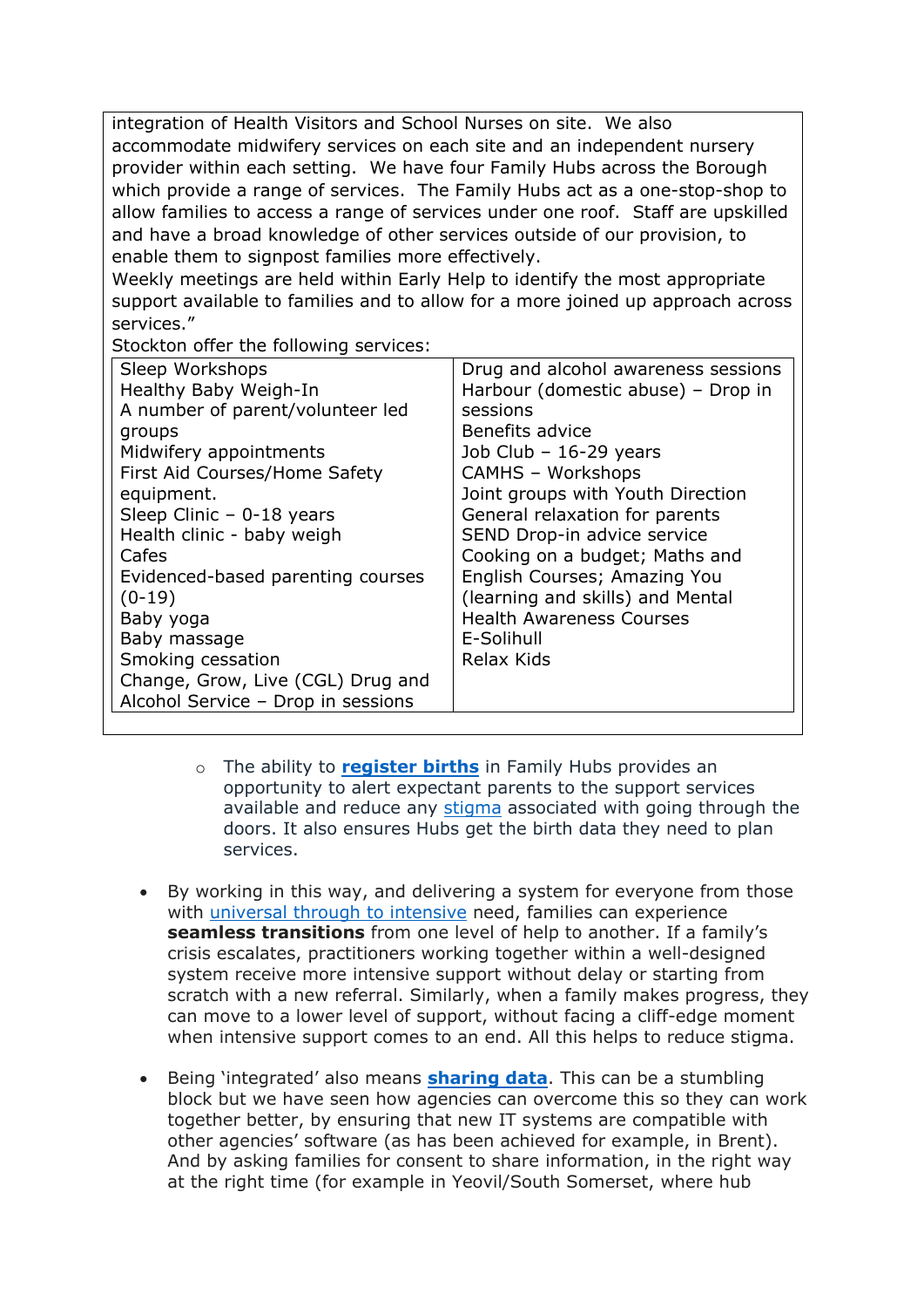integration of Health Visitors and School Nurses on site. We also accommodate midwifery services on each site and an independent nursery provider within each setting. We have four Family Hubs across the Borough which provide a range of services. The Family Hubs act as a one-stop-shop to allow families to access a range of services under one roof. Staff are upskilled and have a broad knowledge of other services outside of our provision, to enable them to signpost families more effectively.

Weekly meetings are held within Early Help to identify the most appropriate support available to families and to allow for a more joined up approach across services."

Stockton offer the following services:

| | |
|---|---|
| Sleep Workshops<br>Healthy Baby Weigh-In<br>A number of parent/volunteer led groups<br>Midwifery appointments<br>First Aid Courses/Home Safety equipment.<br>Sleep Clinic – 0-18 years<br>Health clinic - baby weigh<br>Cafes<br>Evidenced-based parenting courses (0-19)<br>Baby yoga<br>Baby massage<br>Smoking cessation<br>Change, Grow, Live (CGL) Drug and Alcohol Service – Drop in sessions | Drug and alcohol awareness sessions<br>Harbour (domestic abuse) – Drop in sessions<br>Benefits advice<br>Job Club – 16-29 years<br>CAMHS – Workshops<br>Joint groups with Youth Direction<br>General relaxation for parents<br>SEND Drop-in advice service<br>Cooking on a budget; Maths and English Courses; Amazing You (learning and skills) and Mental Health Awareness Courses<br>E-Solihull<br>Relax Kids |

- The ability to **register births** in Family Hubs provides an opportunity to alert expectant parents to the support services available and reduce any stigma associated with going through the doors. It also ensures Hubs get the birth data they need to plan services.

- By working in this way, and delivering a system for everyone from those with universal through to intensive need, families can experience **seamless transitions** from one level of help to another. If a family's crisis escalates, practitioners working together within a well-designed system receive more intensive support without delay or starting from scratch with a new referral. Similarly, when a family makes progress, they can move to a lower level of support, without facing a cliff-edge moment when intensive support comes to an end. All this helps to reduce stigma.

- Being 'integrated' also means **sharing data**. This can be a stumbling block but we have seen how agencies can overcome this so they can work together better, by ensuring that new IT systems are compatible with other agencies' software (as has been achieved for example, in Brent). And by asking families for consent to share information, in the right way at the right time (for example in Yeovil/South Somerset, where hub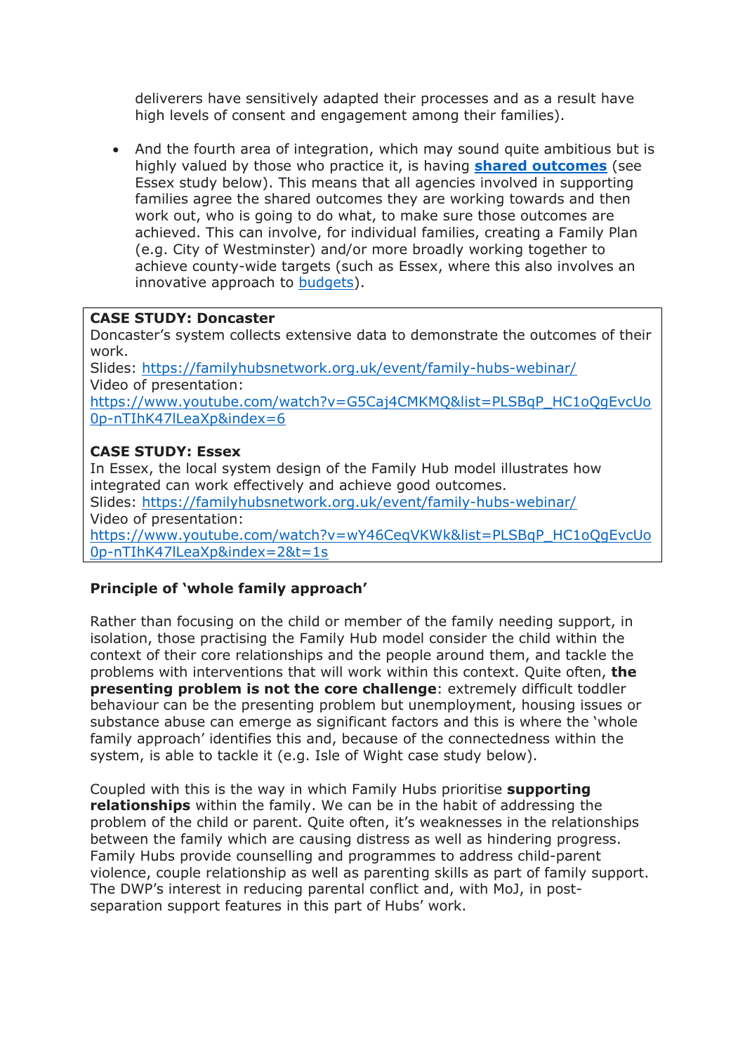deliverers have sensitively adapted their processes and as a result have high levels of consent and engagement among their families).

- And the fourth area of integration, which may sound quite ambitious but is highly valued by those who practice it, is having **[shared outcomes](#)** (see Essex study below). This means that all agencies involved in supporting families agree the shared outcomes they are working towards and then work out, who is going to do what, to make sure those outcomes are achieved. This can involve, for individual families, creating a Family Plan (e.g. City of Westminster) and/or more broadly working together to achieve county-wide targets (such as Essex, where this also involves an innovative approach to [budgets](#)).

**CASE STUDY: Doncaster**
Doncaster's system collects extensive data to demonstrate the outcomes of their work.
Slides: https://familyhubsnetwork.org.uk/event/family-hubs-webinar/
Video of presentation:
https://www.youtube.com/watch?v=G5Caj4CMKMQ&list=PLSBqP_HC1oQgEvcUo0p-nTIhK47lLeaXp&index=6

**CASE STUDY: Essex**
In Essex, the local system design of the Family Hub model illustrates how integrated can work effectively and achieve good outcomes.
Slides: https://familyhubsnetwork.org.uk/event/family-hubs-webinar/
Video of presentation:
https://www.youtube.com/watch?v=wY46CeqVKWk&list=PLSBqP_HC1oQgEvcUo0p-nTIhK47lLeaXp&index=2&t=1s

**Principle of 'whole family approach'**

Rather than focusing on the child or member of the family needing support, in isolation, those practising the Family Hub model consider the child within the context of their core relationships and the people around them, and tackle the problems with interventions that will work within this context. Quite often, **the presenting problem is not the core challenge**: extremely difficult toddler behaviour can be the presenting problem but unemployment, housing issues or substance abuse can emerge as significant factors and this is where the 'whole family approach' identifies this and, because of the connectedness within the system, is able to tackle it (e.g. Isle of Wight case study below).

Coupled with this is the way in which Family Hubs prioritise **supporting relationships** within the family. We can be in the habit of addressing the problem of the child or parent. Quite often, it's weaknesses in the relationships between the family which are causing distress as well as hindering progress. Family Hubs provide counselling and programmes to address child-parent violence, couple relationship as well as parenting skills as part of family support. The DWP's interest in reducing parental conflict and, with MoJ, in post-separation support features in this part of Hubs' work.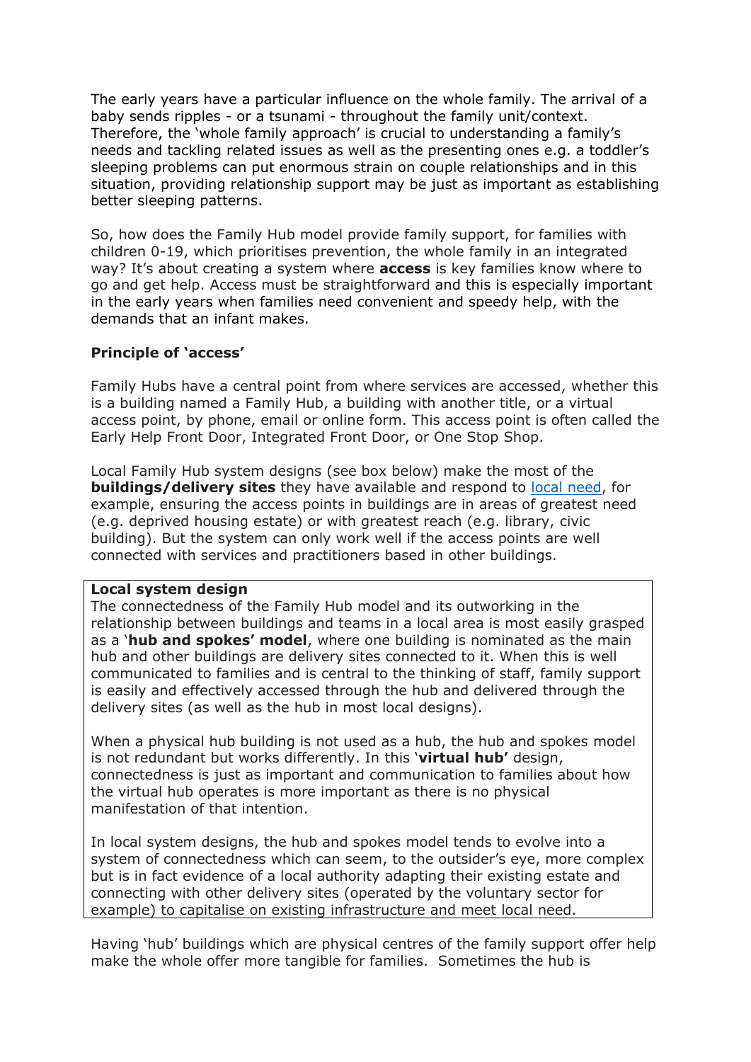The early years have a particular influence on the whole family. The arrival of a baby sends ripples - or a tsunami - throughout the family unit/context. Therefore, the 'whole family approach' is crucial to understanding a family's needs and tackling related issues as well as the presenting ones e.g. a toddler's sleeping problems can put enormous strain on couple relationships and in this situation, providing relationship support may be just as important as establishing better sleeping patterns.

So, how does the Family Hub model provide family support, for families with children 0-19, which prioritises prevention, the whole family in an integrated way? It's about creating a system where **access** is key families know where to go and get help. Access must be straightforward and this is especially important in the early years when families need convenient and speedy help, with the demands that an infant makes.

**Principle of 'access'**

Family Hubs have a central point from where services are accessed, whether this is a building named a Family Hub, a building with another title, or a virtual access point, by phone, email or online form. This access point is often called the Early Help Front Door, Integrated Front Door, or One Stop Shop.

Local Family Hub system designs (see box below) make the most of the **buildings/delivery sites** they have available and respond to [local need](), for example, ensuring the access points in buildings are in areas of greatest need (e.g. deprived housing estate) or with greatest reach (e.g. library, civic building). But the system can only work well if the access points are well connected with services and practitioners based in other buildings.

> **Local system design**
>
> The connectedness of the Family Hub model and its outworking in the relationship between buildings and teams in a local area is most easily grasped as a '**hub and spokes' model**, where one building is nominated as the main hub and other buildings are delivery sites connected to it. When this is well communicated to families and is central to the thinking of staff, family support is easily and effectively accessed through the hub and delivered through the delivery sites (as well as the hub in most local designs).
>
> When a physical hub building is not used as a hub, the hub and spokes model is not redundant but works differently. In this '**virtual hub'** design, connectedness is just as important and communication to families about how the virtual hub operates is more important as there is no physical manifestation of that intention.
>
> In local system designs, the hub and spokes model tends to evolve into a system of connectedness which can seem, to the outsider's eye, more complex but is in fact evidence of a local authority adapting their existing estate and connecting with other delivery sites (operated by the voluntary sector for example) to capitalise on existing infrastructure and meet local need.

Having 'hub' buildings which are physical centres of the family support offer help make the whole offer more tangible for families. Sometimes the hub is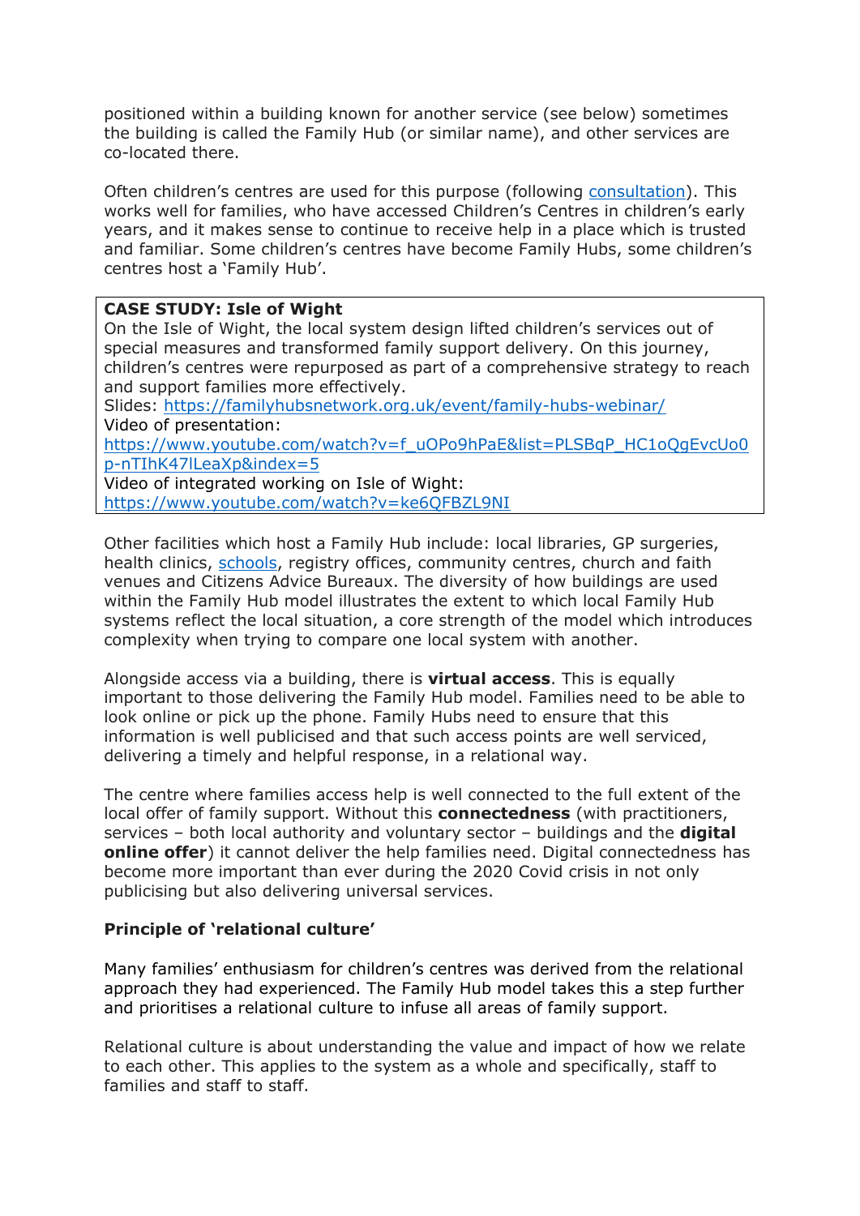positioned within a building known for another service (see below) sometimes the building is called the Family Hub (or similar name), and other services are co-located there.

Often children's centres are used for this purpose (following [consultation](#)). This works well for families, who have accessed Children's Centres in children's early years, and it makes sense to continue to receive help in a place which is trusted and familiar. Some children's centres have become Family Hubs, some children's centres host a 'Family Hub'.

> **CASE STUDY: Isle of Wight**
> On the Isle of Wight, the local system design lifted children's services out of special measures and transformed family support delivery. On this journey, children's centres were repurposed as part of a comprehensive strategy to reach and support families more effectively.
> Slides: https://familyhubsnetwork.org.uk/event/family-hubs-webinar/
> Video of presentation:
> https://www.youtube.com/watch?v=f_uOPo9hPaE&list=PLSBqP_HC1oQgEvcUo0p-nTIhK47lLeaXp&index=5
> Video of integrated working on Isle of Wight:
> https://www.youtube.com/watch?v=ke6QFBZL9NI

Other facilities which host a Family Hub include: local libraries, GP surgeries, health clinics, [schools](#), registry offices, community centres, church and faith venues and Citizens Advice Bureaux. The diversity of how buildings are used within the Family Hub model illustrates the extent to which local Family Hub systems reflect the local situation, a core strength of the model which introduces complexity when trying to compare one local system with another.

Alongside access via a building, there is **virtual access**. This is equally important to those delivering the Family Hub model. Families need to be able to look online or pick up the phone. Family Hubs need to ensure that this information is well publicised and that such access points are well serviced, delivering a timely and helpful response, in a relational way.

The centre where families access help is well connected to the full extent of the local offer of family support. Without this **connectedness** (with practitioners, services – both local authority and voluntary sector – buildings and the **digital online offer**) it cannot deliver the help families need. Digital connectedness has become more important than ever during the 2020 Covid crisis in not only publicising but also delivering universal services.

**Principle of 'relational culture'**

Many families' enthusiasm for children's centres was derived from the relational approach they had experienced. The Family Hub model takes this a step further and prioritises a relational culture to infuse all areas of family support.

Relational culture is about understanding the value and impact of how we relate to each other. This applies to the system as a whole and specifically, staff to families and staff to staff.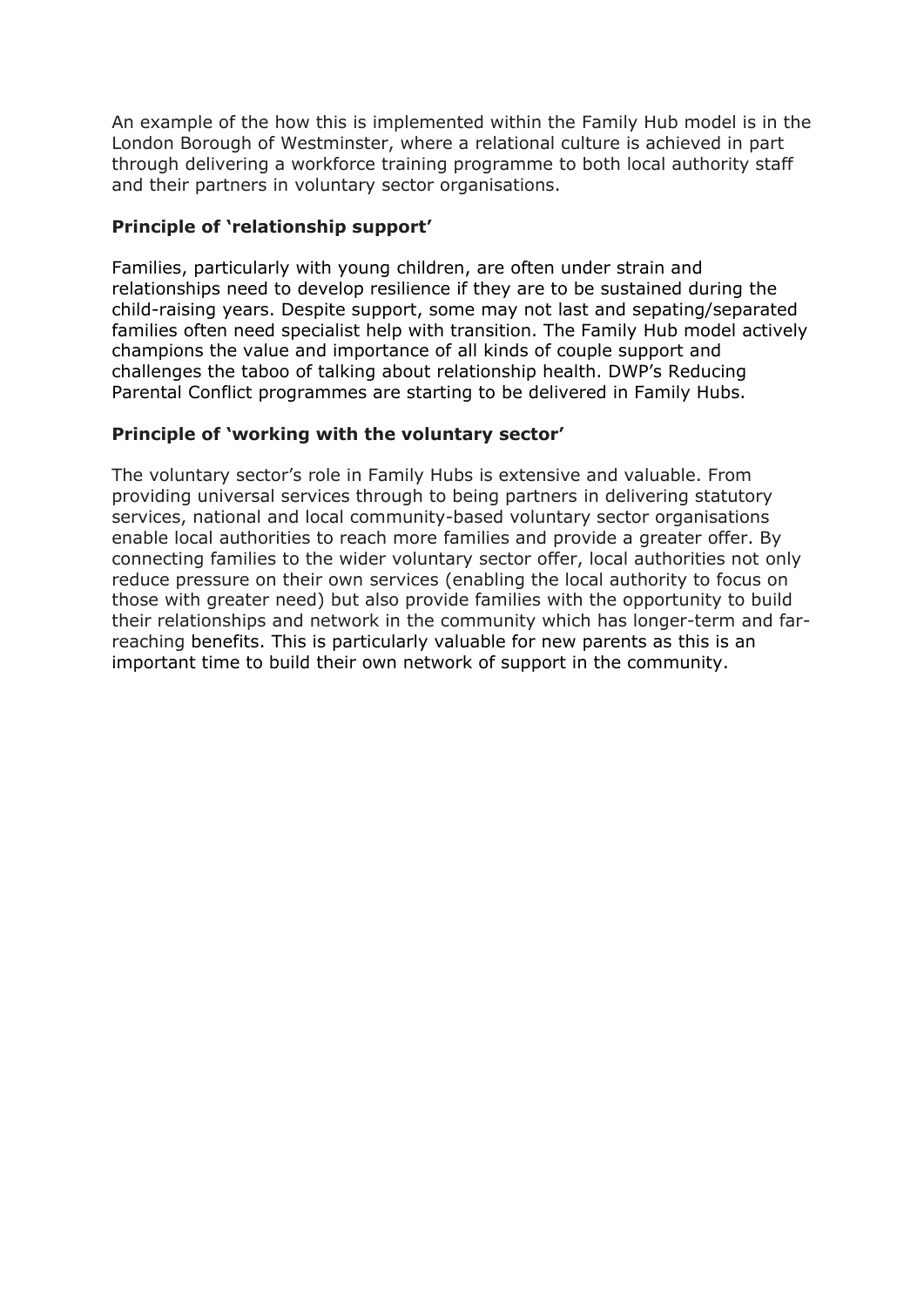An example of the how this is implemented within the Family Hub model is in the London Borough of Westminster, where a relational culture is achieved in part through delivering a workforce training programme to both local authority staff and their partners in voluntary sector organisations.

**Principle of 'relationship support'**

Families, particularly with young children, are often under strain and relationships need to develop resilience if they are to be sustained during the child-raising years. Despite support, some may not last and sepating/separated families often need specialist help with transition. The Family Hub model actively champions the value and importance of all kinds of couple support and challenges the taboo of talking about relationship health. DWP's Reducing Parental Conflict programmes are starting to be delivered in Family Hubs.

**Principle of 'working with the voluntary sector'**

The voluntary sector's role in Family Hubs is extensive and valuable. From providing universal services through to being partners in delivering statutory services, national and local community-based voluntary sector organisations enable local authorities to reach more families and provide a greater offer. By connecting families to the wider voluntary sector offer, local authorities not only reduce pressure on their own services (enabling the local authority to focus on those with greater need) but also provide families with the opportunity to build their relationships and network in the community which has longer-term and far-reaching benefits. This is particularly valuable for new parents as this is an important time to build their own network of support in the community.